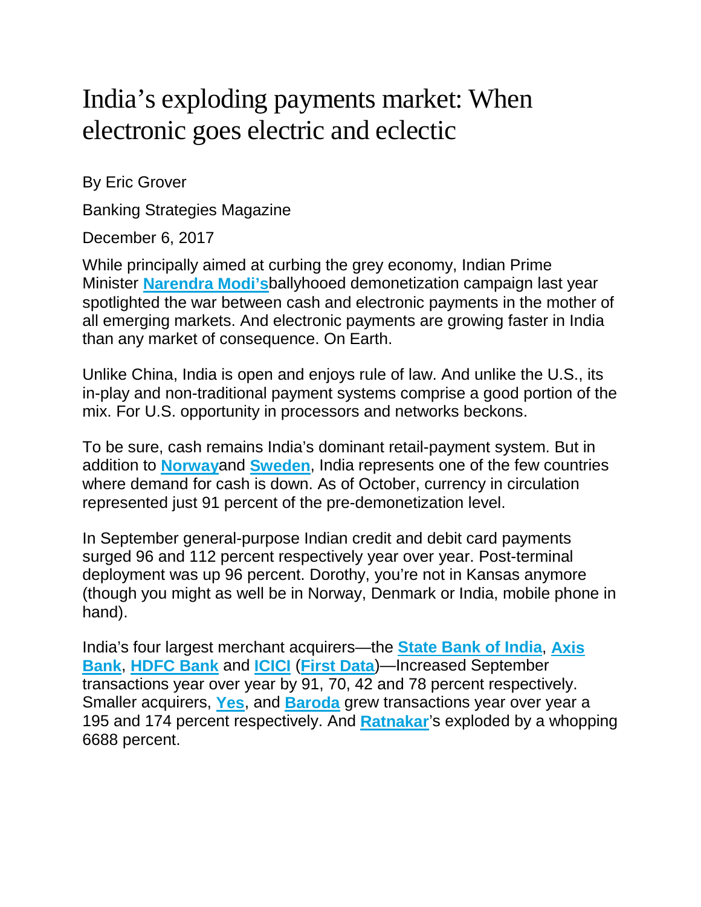# India's exploding payments market: When electronic goes electric and eclectic

By Eric Grover

Banking Strategies Magazine

December 6, 2017

While principally aimed at curbing the grey economy, Indian Prime Minister **Narendra Modi's**ballyhooed demonetization campaign last year spotlighted the war between cash and electronic payments in the mother of all emerging markets. And electronic payments are growing faster in India than any market of consequence. On Earth.

Unlike China, India is open and enjoys rule of law. And unlike the U.S., its in-play and non-traditional payment systems comprise a good portion of the mix. For U.S. opportunity in processors and networks beckons.

To be sure, cash remains India's dominant retail-payment system. But in addition to **Norway**and **Sweden**, India represents one of the few countries where demand for cash is down. As of October, currency in circulation represented just 91 percent of the pre-demonetization level.

In September general-purpose Indian credit and debit card payments surged 96 and 112 percent respectively year over year. Post-terminal deployment was up 96 percent. Dorothy, you're not in Kansas anymore (though you might as well be in Norway, Denmark or India, mobile phone in hand).

India's four largest merchant acquirers—the **State Bank of India**, **Axis Bank**, **HDFC Bank** and **ICICI** (**First Data**)—Increased September transactions year over year by 91, 70, 42 and 78 percent respectively. Smaller acquirers, **Yes**, and **Baroda** grew transactions year over year a 195 and 174 percent respectively. And **Ratnakar**'s exploded by a whopping 6688 percent.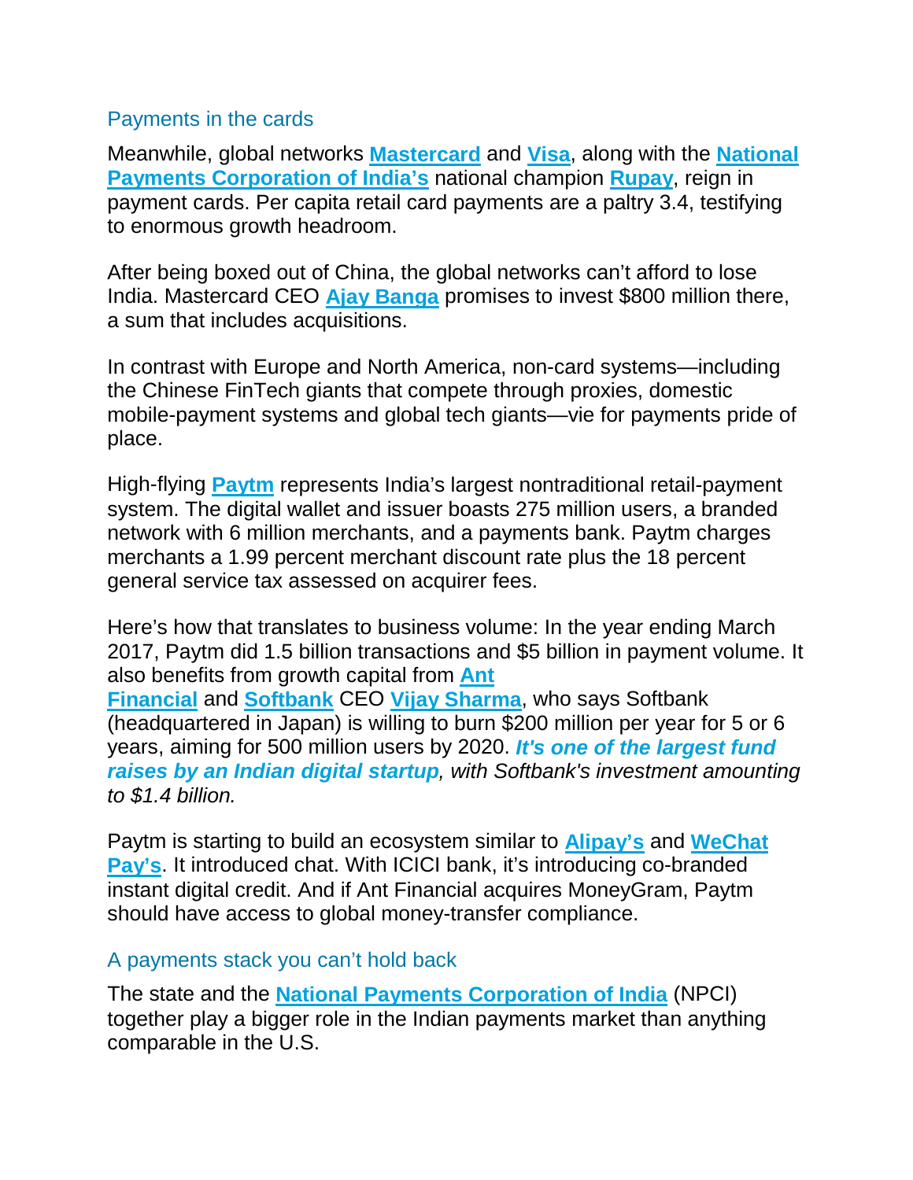## Payments in the cards

Meanwhile, global networks **Mastercard** and **Visa**, along with the **National Payments Corporation of India's** national champion **Rupay**, reign in payment cards. Per capita retail card payments are a paltry 3.4, testifying to enormous growth headroom.

After being boxed out of China, the global networks can't afford to lose India. Mastercard CEO **Ajay Banga** promises to invest $800 million there, a sum that includes acquisitions.

In contrast with Europe and North America, non-card systems—including the Chinese FinTech giants that compete through proxies, domestic mobile-payment systems and global tech giants—vie for payments pride of place.

High-flying **Paytm** represents India's largest nontraditional retail-payment system. The digital wallet and issuer boasts 275 million users, a branded network with 6 million merchants, and a payments bank. Paytm charges merchants a 1.99 percent merchant discount rate plus the 18 percent general service tax assessed on acquirer fees.

Here's how that translates to business volume: In the year ending March 2017, Paytm did 1.5 billion transactions and $5 billion in payment volume. It also benefits from growth capital from **Ant Financial** and **Softbank** CEO **Vijay Sharma**, who says Softbank (headquartered in Japan) is willing to burn $200 million per year for 5 or 6 years, aiming for 500 million users by 2020. ***It's one of the largest fund raises by an Indian digital startup****, with Softbank's investment amounting to $1.4 billion.*

Paytm is starting to build an ecosystem similar to **Alipay's** and **WeChat Pay's**. It introduced chat. With ICICI bank, it's introducing co-branded instant digital credit. And if Ant Financial acquires MoneyGram, Paytm should have access to global money-transfer compliance.

## A payments stack you can't hold back

The state and the **National Payments Corporation of India** (NPCI) together play a bigger role in the Indian payments market than anything comparable in the U.S.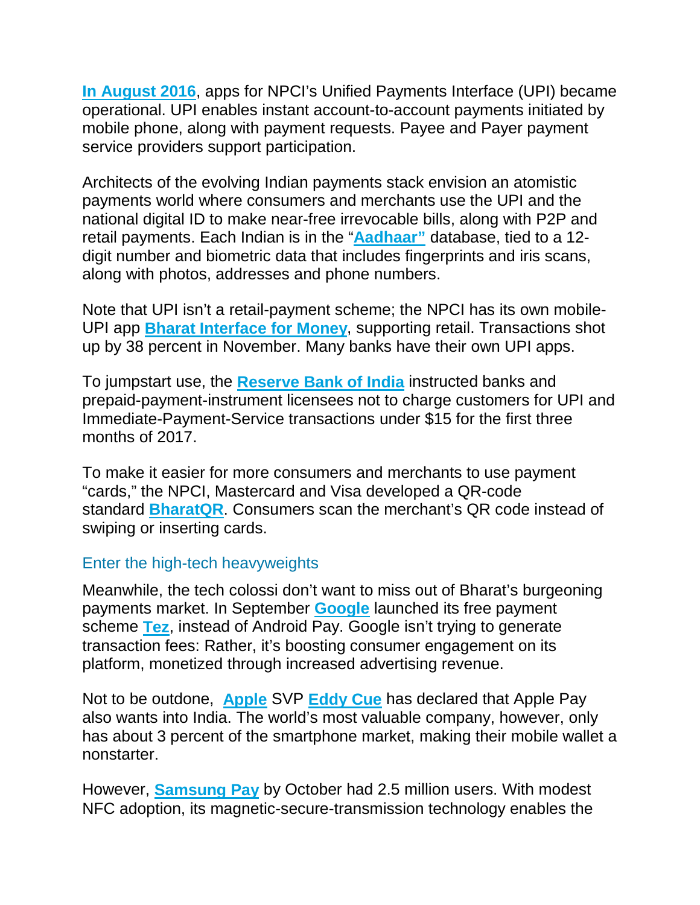**In August 2016**, apps for NPCI's Unified Payments Interface (UPI) became operational. UPI enables instant account-to-account payments initiated by mobile phone, along with payment requests. Payee and Payer payment service providers support participation.

Architects of the evolving Indian payments stack envision an atomistic payments world where consumers and merchants use the UPI and the national digital ID to make near-free irrevocable bills, along with P2P and retail payments. Each Indian is in the "**Aadhaar"** database, tied to a 12-digit number and biometric data that includes fingerprints and iris scans, along with photos, addresses and phone numbers.

Note that UPI isn't a retail-payment scheme; the NPCI has its own mobile-UPI app **Bharat Interface for Money**, supporting retail. Transactions shot up by 38 percent in November. Many banks have their own UPI apps.

To jumpstart use, the **Reserve Bank of India** instructed banks and prepaid-payment-instrument licensees not to charge customers for UPI and Immediate-Payment-Service transactions under $15 for the first three months of 2017.

To make it easier for more consumers and merchants to use payment "cards," the NPCI, Mastercard and Visa developed a QR-code standard **BharatQR**. Consumers scan the merchant's QR code instead of swiping or inserting cards.

## Enter the high-tech heavyweights

Meanwhile, the tech colossi don't want to miss out of Bharat's burgeoning payments market. In September **Google** launched its free payment scheme **Tez**, instead of Android Pay. Google isn't trying to generate transaction fees: Rather, it's boosting consumer engagement on its platform, monetized through increased advertising revenue.

Not to be outdone, **Apple** SVP **Eddy Cue** has declared that Apple Pay also wants into India. The world's most valuable company, however, only has about 3 percent of the smartphone market, making their mobile wallet a nonstarter.

However, **Samsung Pay** by October had 2.5 million users. With modest NFC adoption, its magnetic-secure-transmission technology enables the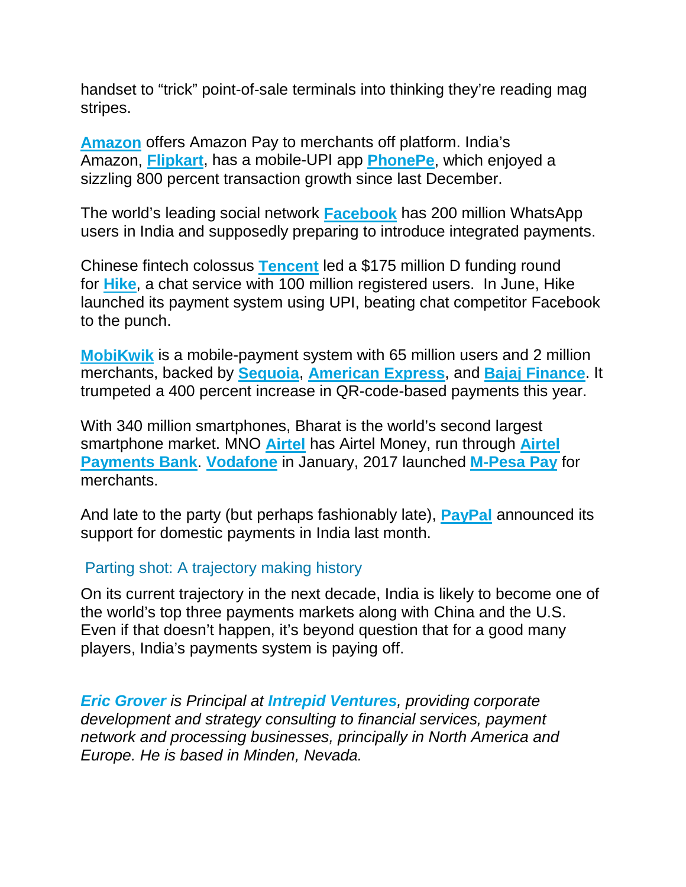handset to “trick” point-of-sale terminals into thinking they’re reading mag stripes.

**Amazon** offers Amazon Pay to merchants off platform. India’s Amazon, **Flipkart**, has a mobile-UPI app **PhonePe**, which enjoyed a sizzling 800 percent transaction growth since last December.

The world’s leading social network **Facebook** has 200 million WhatsApp users in India and supposedly preparing to introduce integrated payments.

Chinese fintech colossus **Tencent** led a $175 million D funding round for **Hike**, a chat service with 100 million registered users. In June, Hike launched its payment system using UPI, beating chat competitor Facebook to the punch.

**MobiKwik** is a mobile-payment system with 65 million users and 2 million merchants, backed by **Sequoia**, **American Express**, and **Bajaj Finance**. It trumpeted a 400 percent increase in QR-code-based payments this year.

With 340 million smartphones, Bharat is the world’s second largest smartphone market. MNO **Airtel** has Airtel Money, run through **Airtel Payments Bank**. **Vodafone** in January, 2017 launched **M-Pesa Pay** for merchants.

And late to the party (but perhaps fashionably late), **PayPal** announced its support for domestic payments in India last month.

## Parting shot: A trajectory making history

On its current trajectory in the next decade, India is likely to become one of the world’s top three payments markets along with China and the U.S. Even if that doesn’t happen, it’s beyond question that for a good many players, India’s payments system is paying off.

***Eric Grover*** *is Principal at* ***Intrepid Ventures****, providing corporate development and strategy consulting to financial services, payment network and processing businesses, principally in North America and Europe. He is based in Minden, Nevada.*